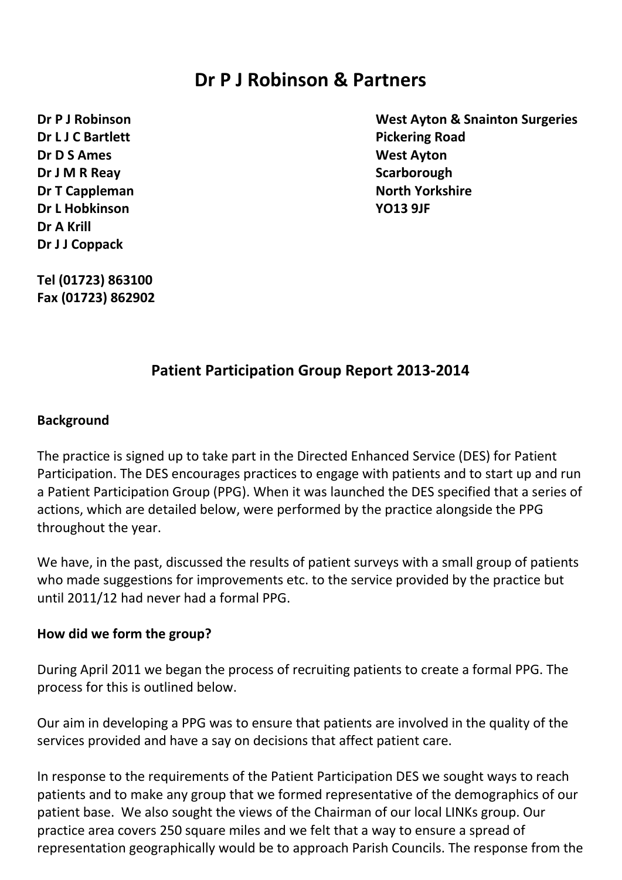# Dr P J Robinson & Partners

**Dr P J Robinson**
**Dr L J C Bartlett**
**Dr D S Ames**
**Dr J M R Reay**
**Dr T Cappleman**
**Dr L Hobkinson**
**Dr A Krill**
**Dr J J Coppack**

**West Ayton & Snainton Surgeries**
**Pickering Road**
**West Ayton**
**Scarborough**
**North Yorkshire**
**YO13 9JF**

**Tel (01723) 863100**
**Fax (01723) 862902**

## Patient Participation Group Report 2013-2014

### Background

The practice is signed up to take part in the Directed Enhanced Service (DES) for Patient Participation. The DES encourages practices to engage with patients and to start up and run a Patient Participation Group (PPG). When it was launched the DES specified that a series of actions, which are detailed below, were performed by the practice alongside the PPG throughout the year.

We have, in the past, discussed the results of patient surveys with a small group of patients who made suggestions for improvements etc. to the service provided by the practice but until 2011/12 had never had a formal PPG.

### How did we form the group?

During April 2011 we began the process of recruiting patients to create a formal PPG. The process for this is outlined below.

Our aim in developing a PPG was to ensure that patients are involved in the quality of the services provided and have a say on decisions that affect patient care.

In response to the requirements of the Patient Participation DES we sought ways to reach patients and to make any group that we formed representative of the demographics of our patient base. We also sought the views of the Chairman of our local LINKs group. Our practice area covers 250 square miles and we felt that a way to ensure a spread of representation geographically would be to approach Parish Councils. The response from the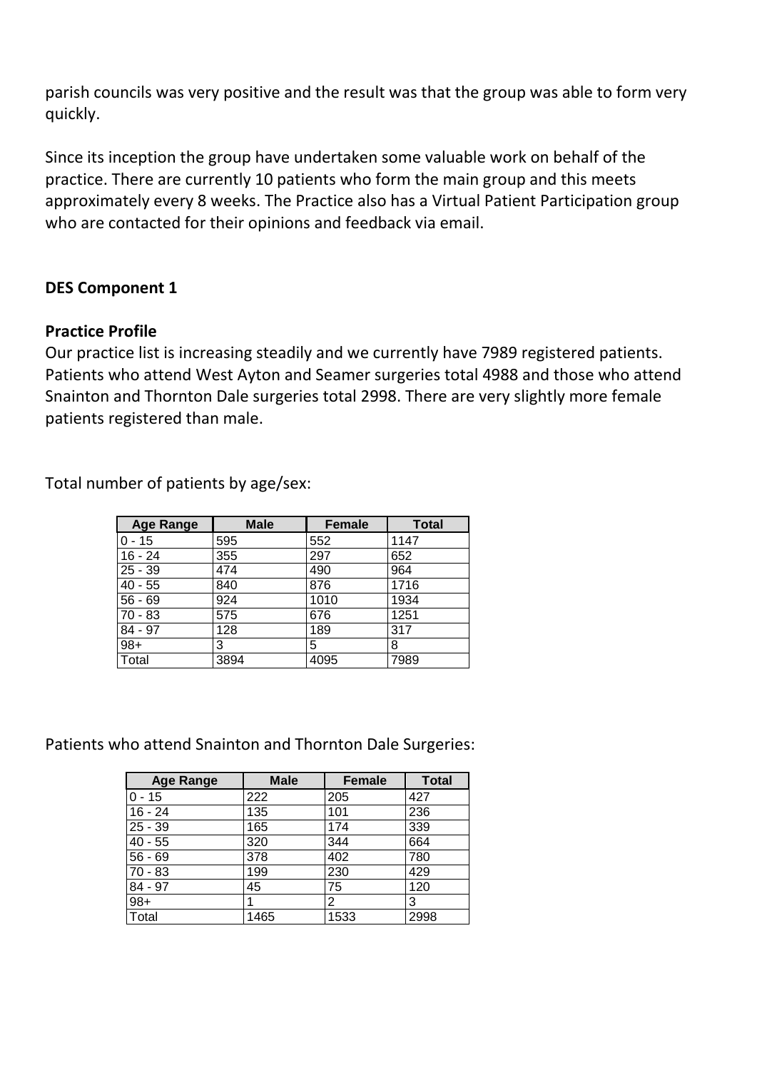parish councils was very positive and the result was that the group was able to form very quickly.

Since its inception the group have undertaken some valuable work on behalf of the practice. There are currently 10 patients who form the main group and this meets approximately every 8 weeks. The Practice also has a Virtual Patient Participation group who are contacted for their opinions and feedback via email.

**DES Component 1**

**Practice Profile**

Our practice list is increasing steadily and we currently have 7989 registered patients. Patients who attend West Ayton and Seamer surgeries total 4988 and those who attend Snainton and Thornton Dale surgeries total 2998. There are very slightly more female patients registered than male.

Total number of patients by age/sex:

| Age Range | Male | Female | Total |
|---|---|---|---|
| 0 - 15 | 595 | 552 | 1147 |
| 16 - 24 | 355 | 297 | 652 |
| 25 - 39 | 474 | 490 | 964 |
| 40 - 55 | 840 | 876 | 1716 |
| 56 - 69 | 924 | 1010 | 1934 |
| 70 - 83 | 575 | 676 | 1251 |
| 84 - 97 | 128 | 189 | 317 |
| 98+ | 3 | 5 | 8 |
| Total | 3894 | 4095 | 7989 |

Patients who attend Snainton and Thornton Dale Surgeries:

| Age Range | Male | Female | Total |
|---|---|---|---|
| 0 - 15 | 222 | 205 | 427 |
| 16 - 24 | 135 | 101 | 236 |
| 25 - 39 | 165 | 174 | 339 |
| 40 - 55 | 320 | 344 | 664 |
| 56 - 69 | 378 | 402 | 780 |
| 70 - 83 | 199 | 230 | 429 |
| 84 - 97 | 45 | 75 | 120 |
| 98+ | 1 | 2 | 3 |
| Total | 1465 | 1533 | 2998 |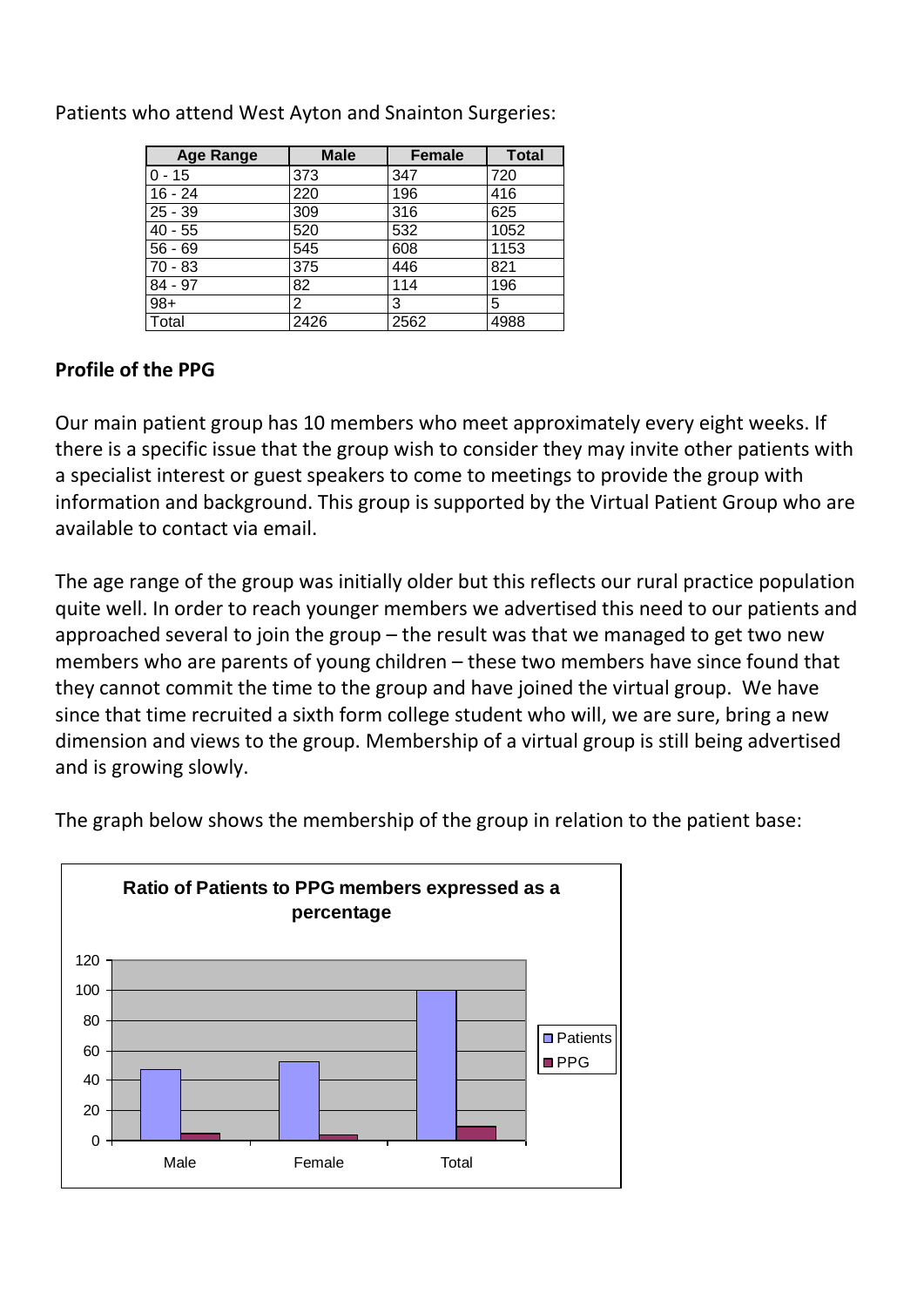Patients who attend West Ayton and Snainton Surgeries:

| Age Range | Male | Female | Total |
|---|---|---|---|
| 0 - 15 | 373 | 347 | 720 |
| 16 - 24 | 220 | 196 | 416 |
| 25 - 39 | 309 | 316 | 625 |
| 40 - 55 | 520 | 532 | 1052 |
| 56 - 69 | 545 | 608 | 1153 |
| 70 - 83 | 375 | 446 | 821 |
| 84 - 97 | 82 | 114 | 196 |
| 98+ | 2 | 3 | 5 |
| Total | 2426 | 2562 | 4988 |

**Profile of the PPG**

Our main patient group has 10 members who meet approximately every eight weeks. If there is a specific issue that the group wish to consider they may invite other patients with a specialist interest or guest speakers to come to meetings to provide the group with information and background. This group is supported by the Virtual Patient Group who are available to contact via email.

The age range of the group was initially older but this reflects our rural practice population quite well. In order to reach younger members we advertised this need to our patients and approached several to join the group – the result was that we managed to get two new members who are parents of young children – these two members have since found that they cannot commit the time to the group and have joined the virtual group. We have since that time recruited a sixth form college student who will, we are sure, bring a new dimension and views to the group. Membership of a virtual group is still being advertised and is growing slowly.

The graph below shows the membership of the group in relation to the patient base:

**Ratio of Patients to PPG members expressed as a percentage**

| | Patients | PPG |
|---|---|---|
| Male | ~47 | ~5 |
| Female | ~53 | ~4 |
| Total | 100 | ~9 |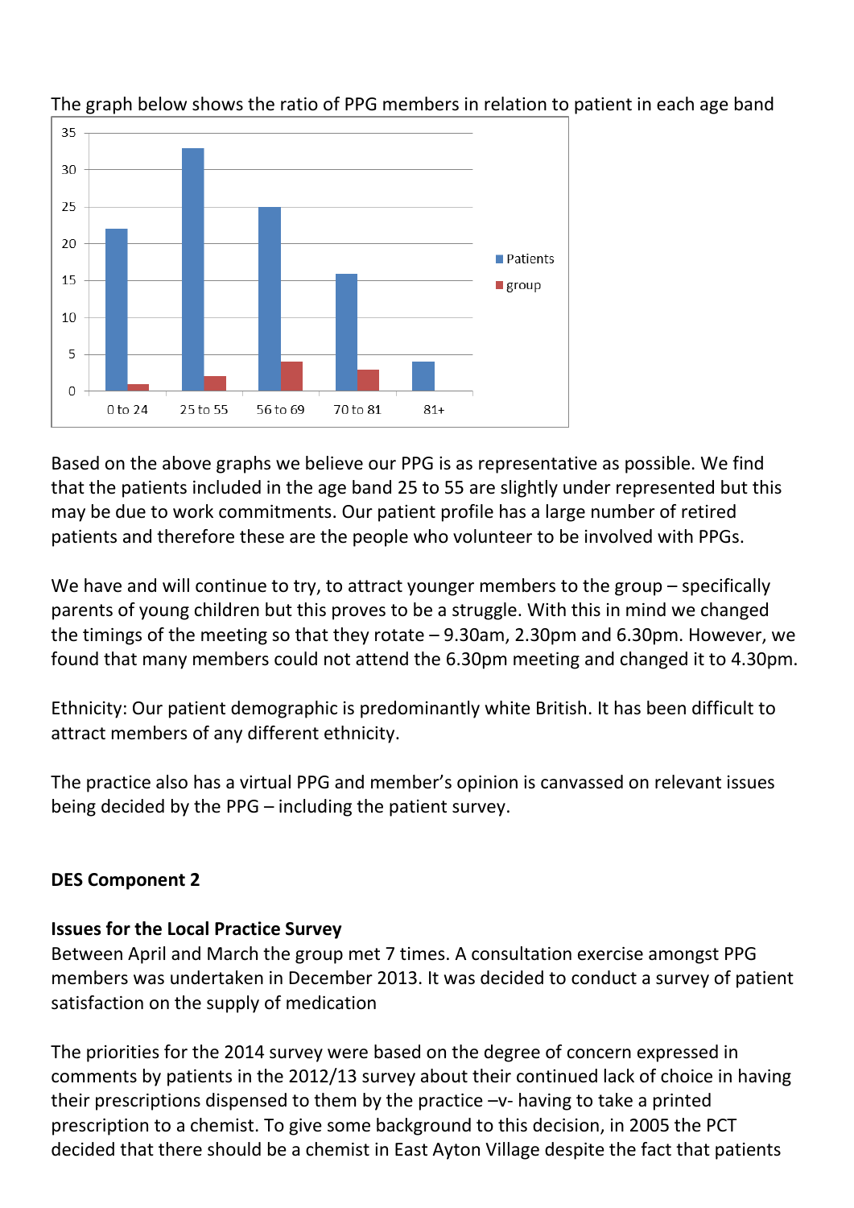The graph below shows the ratio of PPG members in relation to patient in each age band

| Age band | Patients | group |
|---|---|---|
| 0 to 24 | 22 | 1 |
| 25 to 55 | 33 | 2 |
| 56 to 69 | 25 | 4 |
| 70 to 81 | 16 | 3 |
| 81+ | 4 | |

Based on the above graphs we believe our PPG is as representative as possible. We find that the patients included in the age band 25 to 55 are slightly under represented but this may be due to work commitments. Our patient profile has a large number of retired patients and therefore these are the people who volunteer to be involved with PPGs.

We have and will continue to try, to attract younger members to the group – specifically parents of young children but this proves to be a struggle. With this in mind we changed the timings of the meeting so that they rotate – 9.30am, 2.30pm and 6.30pm. However, we found that many members could not attend the 6.30pm meeting and changed it to 4.30pm.

Ethnicity: Our patient demographic is predominantly white British. It has been difficult to attract members of any different ethnicity.

The practice also has a virtual PPG and member's opinion is canvassed on relevant issues being decided by the PPG – including the patient survey.

**DES Component 2**

**Issues for the Local Practice Survey**

Between April and March the group met 7 times. A consultation exercise amongst PPG members was undertaken in December 2013. It was decided to conduct a survey of patient satisfaction on the supply of medication

The priorities for the 2014 survey were based on the degree of concern expressed in comments by patients in the 2012/13 survey about their continued lack of choice in having their prescriptions dispensed to them by the practice –v- having to take a printed prescription to a chemist. To give some background to this decision, in 2005 the PCT decided that there should be a chemist in East Ayton Village despite the fact that patients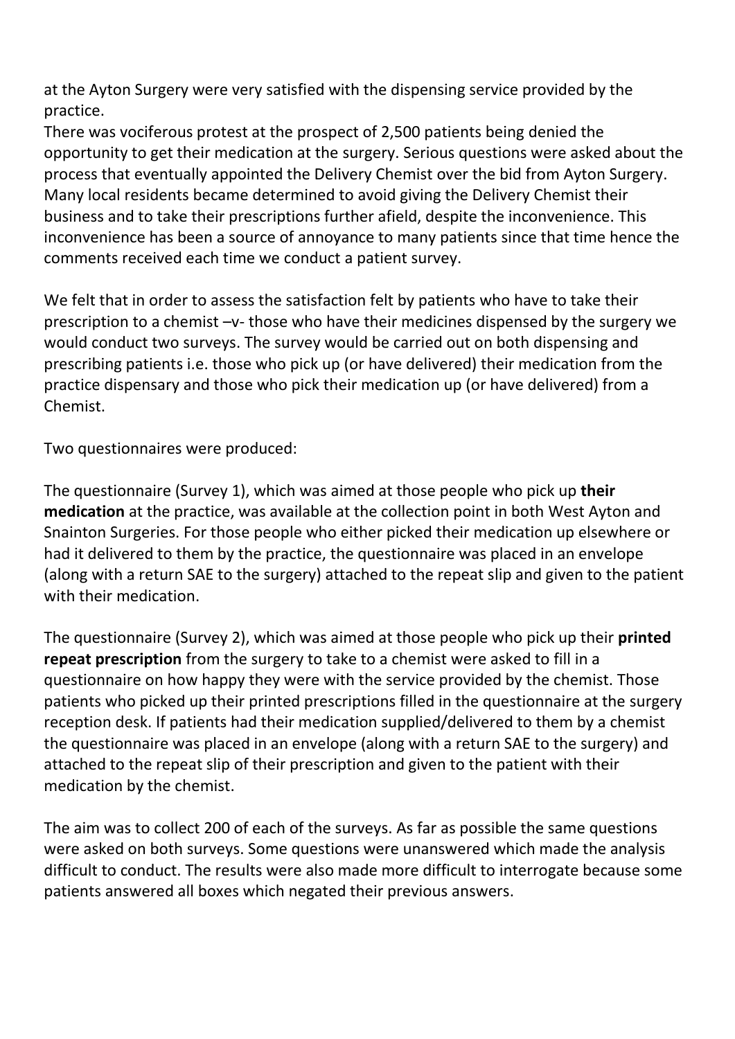at the Ayton Surgery were very satisfied with the dispensing service provided by the practice.

There was vociferous protest at the prospect of 2,500 patients being denied the opportunity to get their medication at the surgery. Serious questions were asked about the process that eventually appointed the Delivery Chemist over the bid from Ayton Surgery. Many local residents became determined to avoid giving the Delivery Chemist their business and to take their prescriptions further afield, despite the inconvenience. This inconvenience has been a source of annoyance to many patients since that time hence the comments received each time we conduct a patient survey.

We felt that in order to assess the satisfaction felt by patients who have to take their prescription to a chemist –v- those who have their medicines dispensed by the surgery we would conduct two surveys. The survey would be carried out on both dispensing and prescribing patients i.e. those who pick up (or have delivered) their medication from the practice dispensary and those who pick their medication up (or have delivered) from a Chemist.

Two questionnaires were produced:

The questionnaire (Survey 1), which was aimed at those people who pick up **their medication** at the practice, was available at the collection point in both West Ayton and Snainton Surgeries. For those people who either picked their medication up elsewhere or had it delivered to them by the practice, the questionnaire was placed in an envelope (along with a return SAE to the surgery) attached to the repeat slip and given to the patient with their medication.

The questionnaire (Survey 2), which was aimed at those people who pick up their **printed repeat prescription** from the surgery to take to a chemist were asked to fill in a questionnaire on how happy they were with the service provided by the chemist. Those patients who picked up their printed prescriptions filled in the questionnaire at the surgery reception desk. If patients had their medication supplied/delivered to them by a chemist the questionnaire was placed in an envelope (along with a return SAE to the surgery) and attached to the repeat slip of their prescription and given to the patient with their medication by the chemist.

The aim was to collect 200 of each of the surveys. As far as possible the same questions were asked on both surveys. Some questions were unanswered which made the analysis difficult to conduct. The results were also made more difficult to interrogate because some patients answered all boxes which negated their previous answers.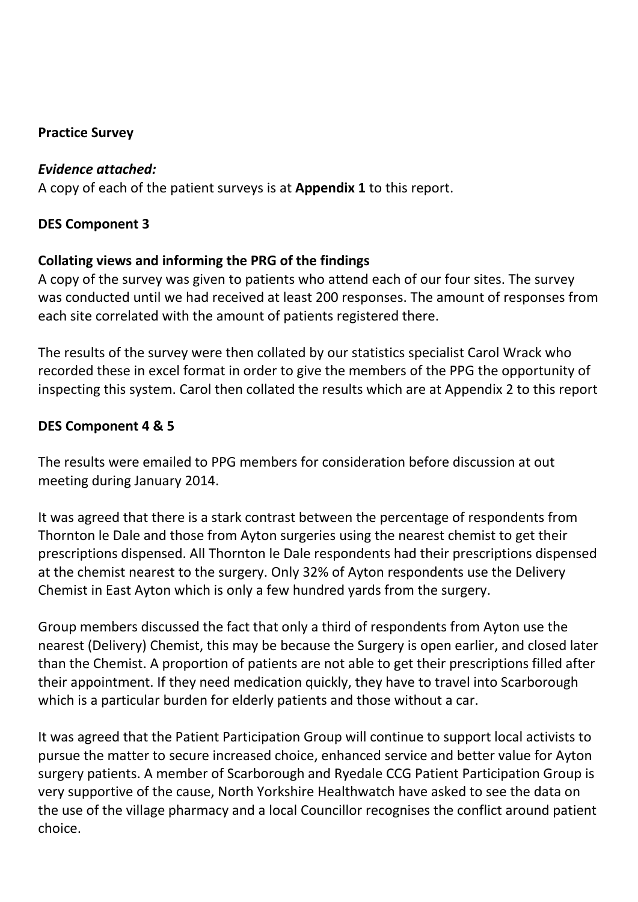**Practice Survey**

***Evidence attached:***
A copy of each of the patient surveys is at **Appendix 1** to this report.

**DES Component 3**

**Collating views and informing the PRG of the findings**
A copy of the survey was given to patients who attend each of our four sites. The survey was conducted until we had received at least 200 responses. The amount of responses from each site correlated with the amount of patients registered there.

The results of the survey were then collated by our statistics specialist Carol Wrack who recorded these in excel format in order to give the members of the PPG the opportunity of inspecting this system. Carol then collated the results which are at Appendix 2 to this report

**DES Component 4 & 5**

The results were emailed to PPG members for consideration before discussion at out meeting during January 2014.

It was agreed that there is a stark contrast between the percentage of respondents from Thornton le Dale and those from Ayton surgeries using the nearest chemist to get their prescriptions dispensed. All Thornton le Dale respondents had their prescriptions dispensed at the chemist nearest to the surgery. Only 32% of Ayton respondents use the Delivery Chemist in East Ayton which is only a few hundred yards from the surgery.

Group members discussed the fact that only a third of respondents from Ayton use the nearest (Delivery) Chemist, this may be because the Surgery is open earlier, and closed later than the Chemist. A proportion of patients are not able to get their prescriptions filled after their appointment. If they need medication quickly, they have to travel into Scarborough which is a particular burden for elderly patients and those without a car.

It was agreed that the Patient Participation Group will continue to support local activists to pursue the matter to secure increased choice, enhanced service and better value for Ayton surgery patients. A member of Scarborough and Ryedale CCG Patient Participation Group is very supportive of the cause, North Yorkshire Healthwatch have asked to see the data on the use of the village pharmacy and a local Councillor recognises the conflict around patient choice.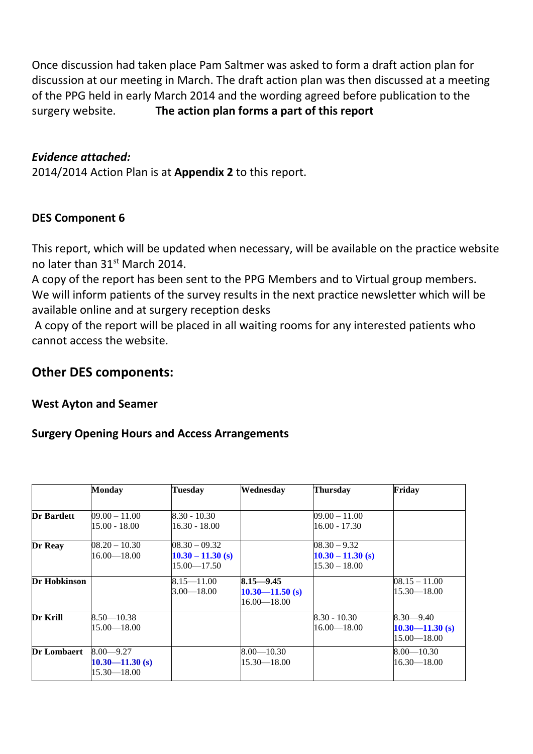Once discussion had taken place Pam Saltmer was asked to form a draft action plan for discussion at our meeting in March. The draft action plan was then discussed at a meeting of the PPG held in early March 2014 and the wording agreed before publication to the surgery website. **The action plan forms a part of this report**

***Evidence attached:***
2014/2014 Action Plan is at **Appendix 2** to this report.

**DES Component 6**

This report, which will be updated when necessary, will be available on the practice website no later than 31st March 2014.
A copy of the report has been sent to the PPG Members and to Virtual group members.
We will inform patients of the survey results in the next practice newsletter which will be available online and at surgery reception desks
A copy of the report will be placed in all waiting rooms for any interested patients who cannot access the website.

## Other DES components:

### West Ayton and Seamer

### Surgery Opening Hours and Access Arrangements

| | **Monday** | **Tuesday** | **Wednesday** | **Thursday** | **Friday** |
|---|---|---|---|---|---|
| **Dr Bartlett** | 09.00 – 11.00<br>15.00 - 18.00 | 8.30 - 10.30<br>16.30 - 18.00 | | 09.00 – 11.00<br>16.00 - 17.30 | |
| **Dr Reay** | 08.20 – 10.30<br>16.00—18.00 | 08.30 – 09.32<br>**10.30 – 11.30 (s)**<br>15.00—17.50 | | 08.30 – 9.32<br>**10.30 – 11.30 (s)**<br>15.30 – 18.00 | |
| **Dr Hobkinson** | | 8.15—11.00<br>3.00—18.00 | **8.15—9.45**<br>**10.30—11.50 (s)**<br>16.00—18.00 | | 08.15 – 11.00<br>15.30—18.00 |
| **Dr Krill** | 8.50—10.38<br>15.00—18.00 | | | 8.30 - 10.30<br>16.00—18.00 | 8.30—9.40<br>**10.30—11.30 (s)**<br>15.00—18.00 |
| **Dr Lombaert** | 8.00—9.27<br>**10.30—11.30 (s)**<br>15.30—18.00 | | 8.00—10.30<br>15.30—18.00 | | 8.00—10.30<br>16.30—18.00 |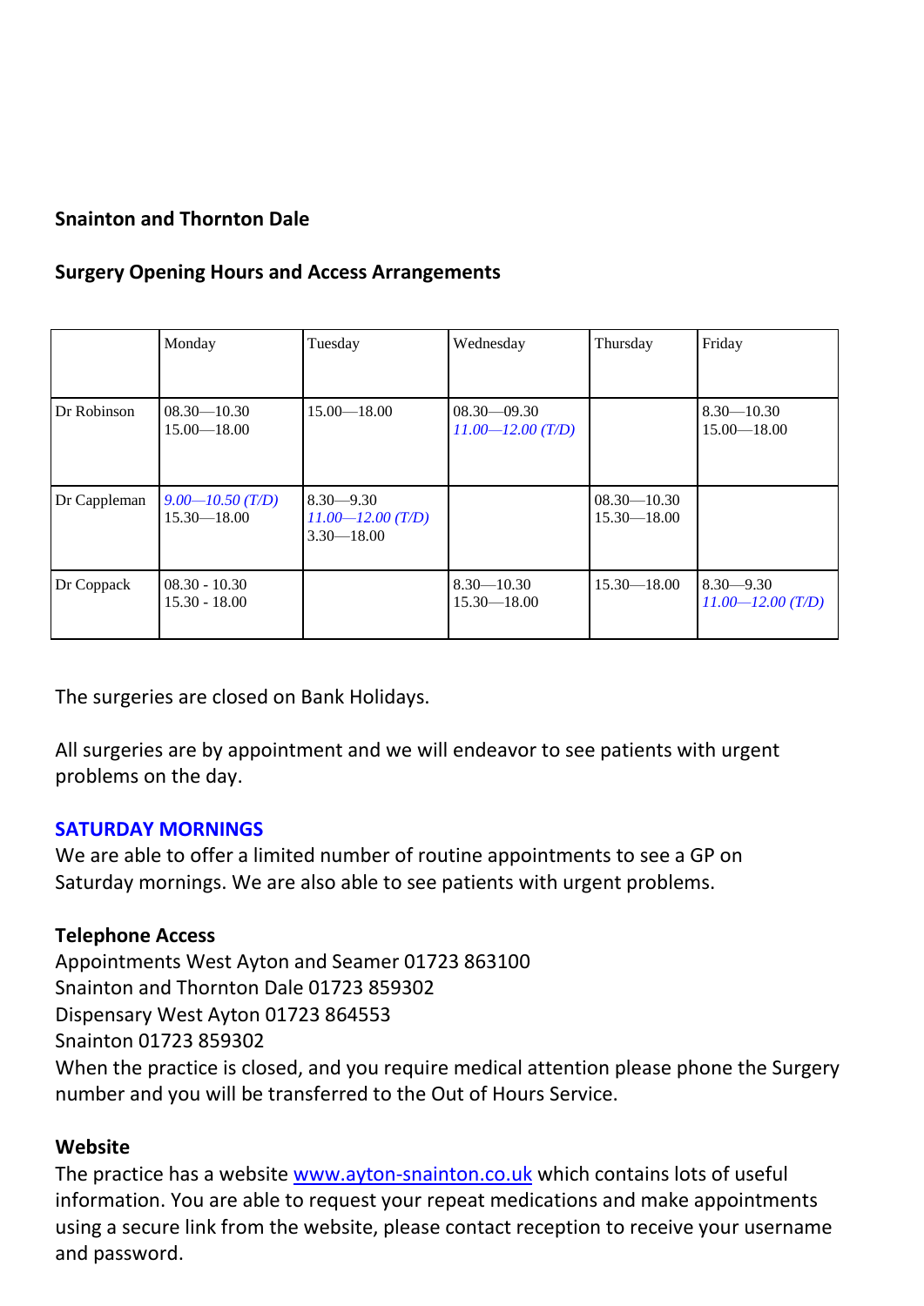**Snainton and Thornton Dale**

**Surgery Opening Hours and Access Arrangements**

| | Monday | Tuesday | Wednesday | Thursday | Friday |
|---|---|---|---|---|---|
| Dr Robinson | 08.30—10.30<br>15.00—18.00 | 15.00—18.00 | 08.30—09.30<br>*11.00—12.00 (T/D)* | | 8.30—10.30<br>15.00—18.00 |
| Dr Cappleman | *9.00—10.50 (T/D)*<br>15.30—18.00 | 8.30—9.30<br>*11.00—12.00 (T/D)*<br>3.30—18.00 | | 08.30—10.30<br>15.30—18.00 | |
| Dr Coppack | 08.30 - 10.30<br>15.30 - 18.00 | | 8.30—10.30<br>15.30—18.00 | 15.30—18.00 | 8.30—9.30<br>*11.00—12.00 (T/D)* |

The surgeries are closed on Bank Holidays.

All surgeries are by appointment and we will endeavor to see patients with urgent problems on the day.

**SATURDAY MORNINGS**
We are able to offer a limited number of routine appointments to see a GP on Saturday mornings. We are also able to see patients with urgent problems.

**Telephone Access**
Appointments West Ayton and Seamer 01723 863100
Snainton and Thornton Dale 01723 859302
Dispensary West Ayton 01723 864553
Snainton 01723 859302
When the practice is closed, and you require medical attention please phone the Surgery number and you will be transferred to the Out of Hours Service.

**Website**
The practice has a website www.ayton-snainton.co.uk which contains lots of useful information. You are able to request your repeat medications and make appointments using a secure link from the website, please contact reception to receive your username and password.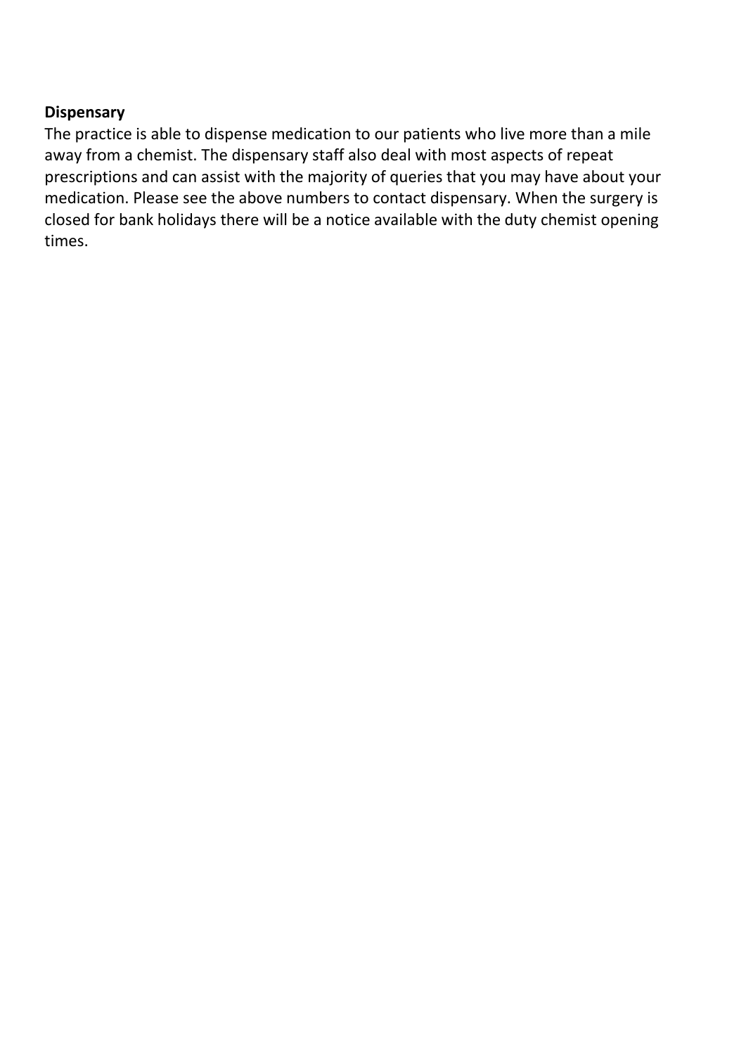**Dispensary**

The practice is able to dispense medication to our patients who live more than a mile away from a chemist. The dispensary staff also deal with most aspects of repeat prescriptions and can assist with the majority of queries that you may have about your medication. Please see the above numbers to contact dispensary. When the surgery is closed for bank holidays there will be a notice available with the duty chemist opening times.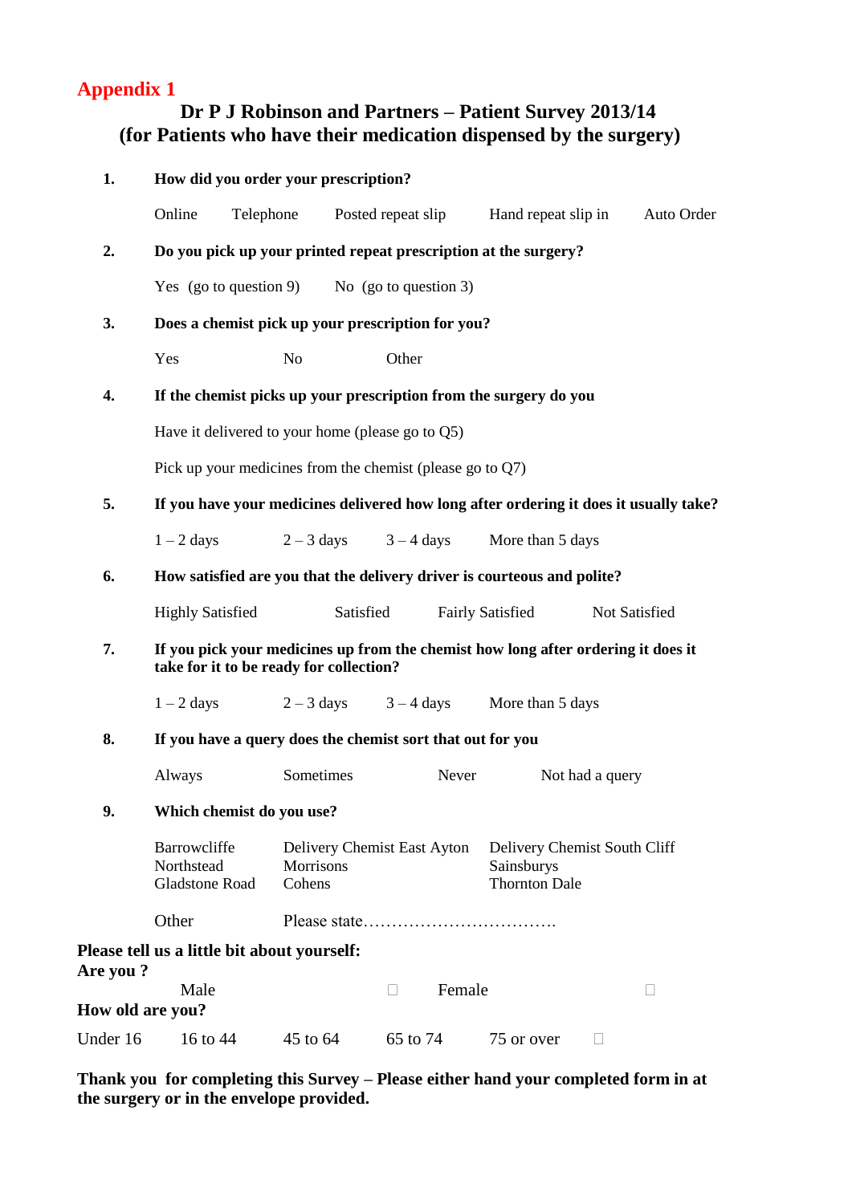## Appendix 1

# Dr P J Robinson and Partners – Patient Survey 2013/14
# (for Patients who have their medication dispensed by the surgery)

**1. How did you order your prescription?**

Online Telephone Posted repeat slip Hand repeat slip in Auto Order

**2. Do you pick up your printed repeat prescription at the surgery?**

Yes (go to question 9) No (go to question 3)

**3. Does a chemist pick up your prescription for you?**

Yes No Other

**4. If the chemist picks up your prescription from the surgery do you**

Have it delivered to your home (please go to Q5)

Pick up your medicines from the chemist (please go to Q7)

**5. If you have your medicines delivered how long after ordering it does it usually take?**

1 – 2 days 2 – 3 days 3 – 4 days More than 5 days

**6. How satisfied are you that the delivery driver is courteous and polite?**

Highly Satisfied Satisfied Fairly Satisfied Not Satisfied

**7. If you pick your medicines up from the chemist how long after ordering it does it take for it to be ready for collection?**

1 – 2 days 2 – 3 days 3 – 4 days More than 5 days

**8. If you have a query does the chemist sort that out for you**

Always Sometimes Never Not had a query

**9. Which chemist do you use?**

| | | |
|---|---|---|
| Barrowcliffe | Delivery Chemist East Ayton | Delivery Chemist South Cliff |
| Northstead | Morrisons | Sainsburys |
| Gladstone Road | Cohens | Thornton Dale |

Other Please state……………………………..

**Please tell us a little bit about yourself:**
**Are you ?**

Male ☐ Female ☐

**How old are you?**

Under 16 16 to 44 45 to 64 65 to 74 75 or over ☐

**Thank you for completing this Survey – Please either hand your completed form in at the surgery or in the envelope provided.**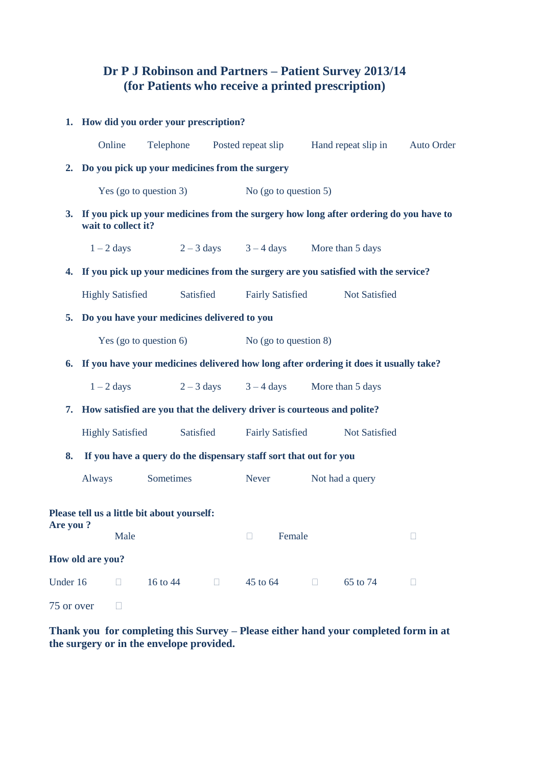# Dr P J Robinson and Partners – Patient Survey 2013/14
## (for Patients who receive a printed prescription)

1. **How did you order your prescription?**

   Online    Telephone    Posted repeat slip    Hand repeat slip in    Auto Order

2. **Do you pick up your medicines from the surgery**

   Yes (go to question 3)    No (go to question 5)

3. **If you pick up your medicines from the surgery how long after ordering do you have to wait to collect it?**

   1 – 2 days    2 – 3 days    3 – 4 days    More than 5 days

4. **If you pick up your medicines from the surgery are you satisfied with the service?**

   Highly Satisfied    Satisfied    Fairly Satisfied    Not Satisfied

5. **Do you have your medicines delivered to you**

   Yes (go to question 6)    No (go to question 8)

6. **If you have your medicines delivered how long after ordering it does it usually take?**

   1 – 2 days    2 – 3 days    3 – 4 days    More than 5 days

7. **How satisfied are you that the delivery driver is courteous and polite?**

   Highly Satisfied    Satisfied    Fairly Satisfied    Not Satisfied

8. **If you have a query do the dispensary staff sort that out for you**

   Always    Sometimes    Never    Not had a query

**Please tell us a little bit about yourself:**
**Are you ?**

Male ☐    Female ☐

**How old are you?**

Under 16 ☐    16 to 44 ☐    45 to 64 ☐    65 to 74 ☐

75 or over ☐

**Thank you for completing this Survey – Please either hand your completed form in at the surgery or in the envelope provided.**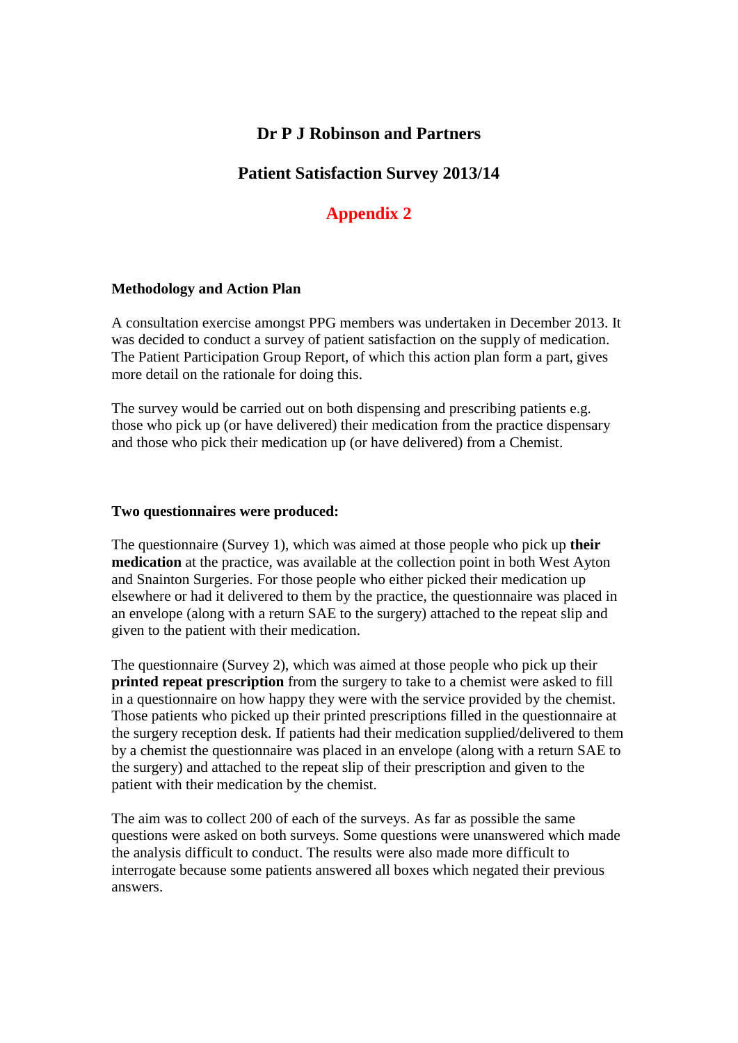# Dr P J Robinson and Partners

## Patient Satisfaction Survey 2013/14

## Appendix 2

### Methodology and Action Plan

A consultation exercise amongst PPG members was undertaken in December 2013. It was decided to conduct a survey of patient satisfaction on the supply of medication. The Patient Participation Group Report, of which this action plan form a part, gives more detail on the rationale for doing this.

The survey would be carried out on both dispensing and prescribing patients e.g. those who pick up (or have delivered) their medication from the practice dispensary and those who pick their medication up (or have delivered) from a Chemist.

### Two questionnaires were produced:

The questionnaire (Survey 1), which was aimed at those people who pick up **their medication** at the practice, was available at the collection point in both West Ayton and Snainton Surgeries. For those people who either picked their medication up elsewhere or had it delivered to them by the practice, the questionnaire was placed in an envelope (along with a return SAE to the surgery) attached to the repeat slip and given to the patient with their medication.

The questionnaire (Survey 2), which was aimed at those people who pick up their **printed repeat prescription** from the surgery to take to a chemist were asked to fill in a questionnaire on how happy they were with the service provided by the chemist. Those patients who picked up their printed prescriptions filled in the questionnaire at the surgery reception desk. If patients had their medication supplied/delivered to them by a chemist the questionnaire was placed in an envelope (along with a return SAE to the surgery) and attached to the repeat slip of their prescription and given to the patient with their medication by the chemist.

The aim was to collect 200 of each of the surveys. As far as possible the same questions were asked on both surveys. Some questions were unanswered which made the analysis difficult to conduct. The results were also made more difficult to interrogate because some patients answered all boxes which negated their previous answers.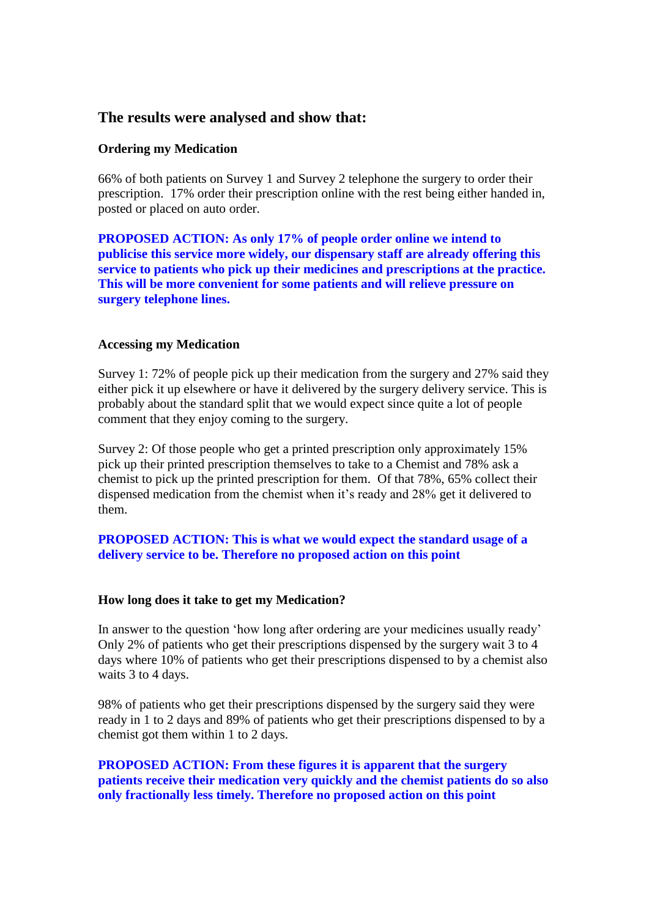## The results were analysed and show that:

### Ordering my Medication

66% of both patients on Survey 1 and Survey 2 telephone the surgery to order their prescription. 17% order their prescription online with the rest being either handed in, posted or placed on auto order.

**PROPOSED ACTION: As only 17% of people order online we intend to publicise this service more widely, our dispensary staff are already offering this service to patients who pick up their medicines and prescriptions at the practice. This will be more convenient for some patients and will relieve pressure on surgery telephone lines.**

### Accessing my Medication

Survey 1: 72% of people pick up their medication from the surgery and 27% said they either pick it up elsewhere or have it delivered by the surgery delivery service. This is probably about the standard split that we would expect since quite a lot of people comment that they enjoy coming to the surgery.

Survey 2: Of those people who get a printed prescription only approximately 15% pick up their printed prescription themselves to take to a Chemist and 78% ask a chemist to pick up the printed prescription for them. Of that 78%, 65% collect their dispensed medication from the chemist when it's ready and 28% get it delivered to them.

**PROPOSED ACTION: This is what we would expect the standard usage of a delivery service to be. Therefore no proposed action on this point**

### How long does it take to get my Medication?

In answer to the question 'how long after ordering are your medicines usually ready' Only 2% of patients who get their prescriptions dispensed by the surgery wait 3 to 4 days where 10% of patients who get their prescriptions dispensed to by a chemist also waits 3 to 4 days.

98% of patients who get their prescriptions dispensed by the surgery said they were ready in 1 to 2 days and 89% of patients who get their prescriptions dispensed to by a chemist got them within 1 to 2 days.

**PROPOSED ACTION: From these figures it is apparent that the surgery patients receive their medication very quickly and the chemist patients do so also only fractionally less timely. Therefore no proposed action on this point**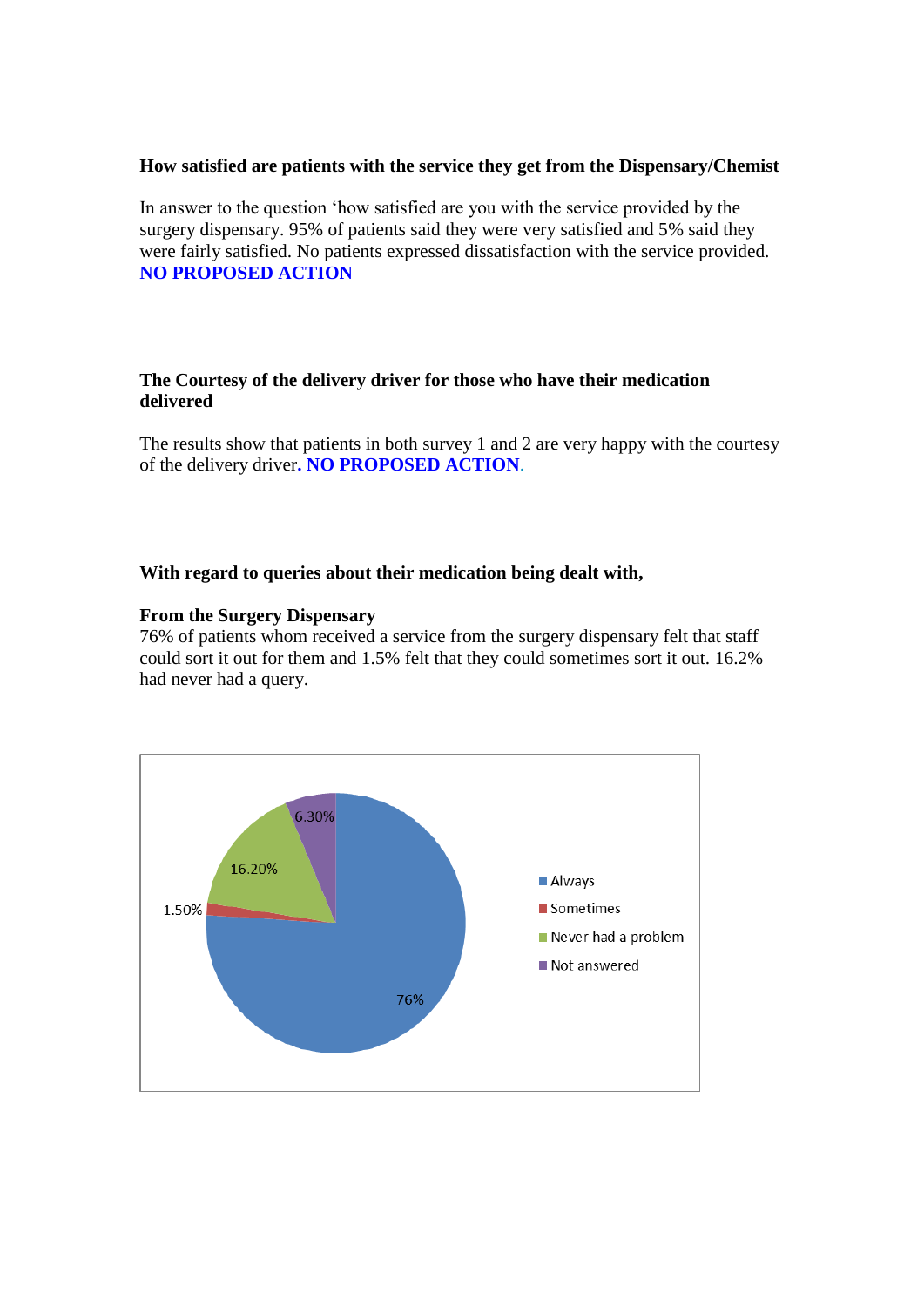**How satisfied are patients with the service they get from the Dispensary/Chemist**

In answer to the question 'how satisfied are you with the service provided by the surgery dispensary. 95% of patients said they were very satisfied and 5% said they were fairly satisfied. No patients expressed dissatisfaction with the service provided.
**NO PROPOSED ACTION**

**The Courtesy of the delivery driver for those who have their medication delivered**

The results show that patients in both survey 1 and 2 are very happy with the courtesy of the delivery driver**. NO PROPOSED ACTION**.

**With regard to queries about their medication being dealt with,**

**From the Surgery Dispensary**
76% of patients whom received a service from the surgery dispensary felt that staff could sort it out for them and 1.5% felt that they could sometimes sort it out. 16.2% had never had a query.

| Response | Percentage |
|---|---|
| Always | 76% |
| Sometimes | 1.50% |
| Never had a problem | 16.20% |
| Not answered | 6.30% |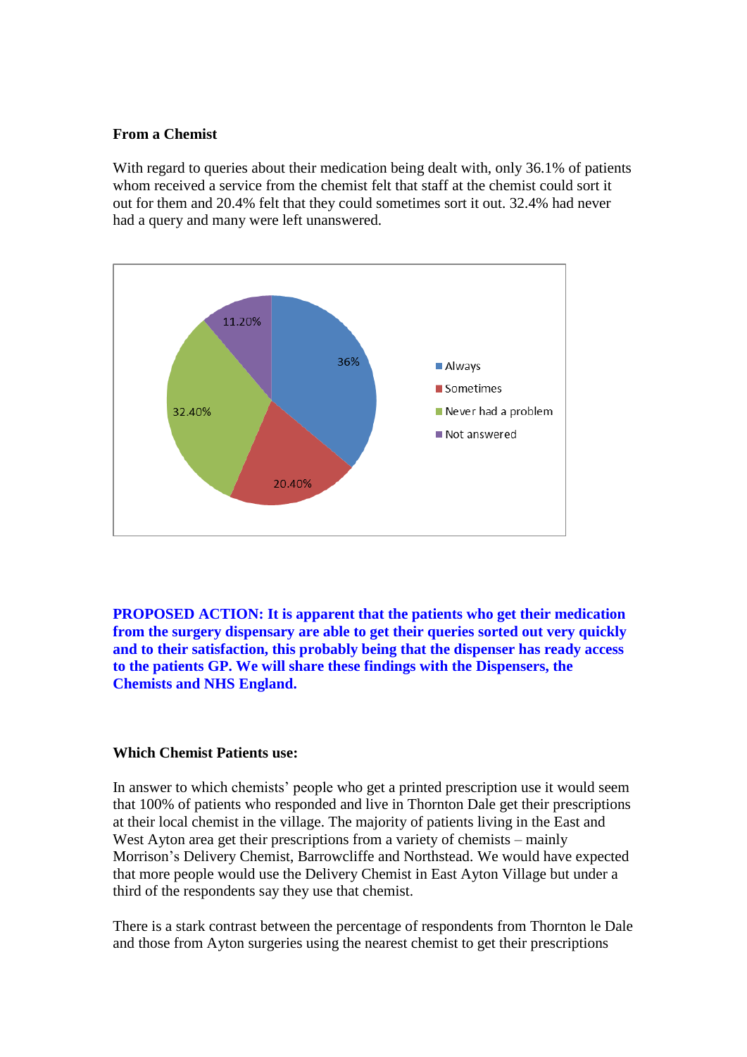**From a Chemist**

With regard to queries about their medication being dealt with, only 36.1% of patients whom received a service from the chemist felt that staff at the chemist could sort it out for them and 20.4% felt that they could sometimes sort it out. 32.4% had never had a query and many were left unanswered.

| | |
|---|---|
| Always | 36% |
| Sometimes | 20.40% |
| Never had a problem | 32.40% |
| Not answered | 11.20% |

**PROPOSED ACTION: It is apparent that the patients who get their medication from the surgery dispensary are able to get their queries sorted out very quickly and to their satisfaction, this probably being that the dispenser has ready access to the patients GP. We will share these findings with the Dispensers, the Chemists and NHS England.**

**Which Chemist Patients use:**

In answer to which chemists' people who get a printed prescription use it would seem that 100% of patients who responded and live in Thornton Dale get their prescriptions at their local chemist in the village. The majority of patients living in the East and West Ayton area get their prescriptions from a variety of chemists – mainly Morrison's Delivery Chemist, Barrowcliffe and Northstead. We would have expected that more people would use the Delivery Chemist in East Ayton Village but under a third of the respondents say they use that chemist.

There is a stark contrast between the percentage of respondents from Thornton le Dale and those from Ayton surgeries using the nearest chemist to get their prescriptions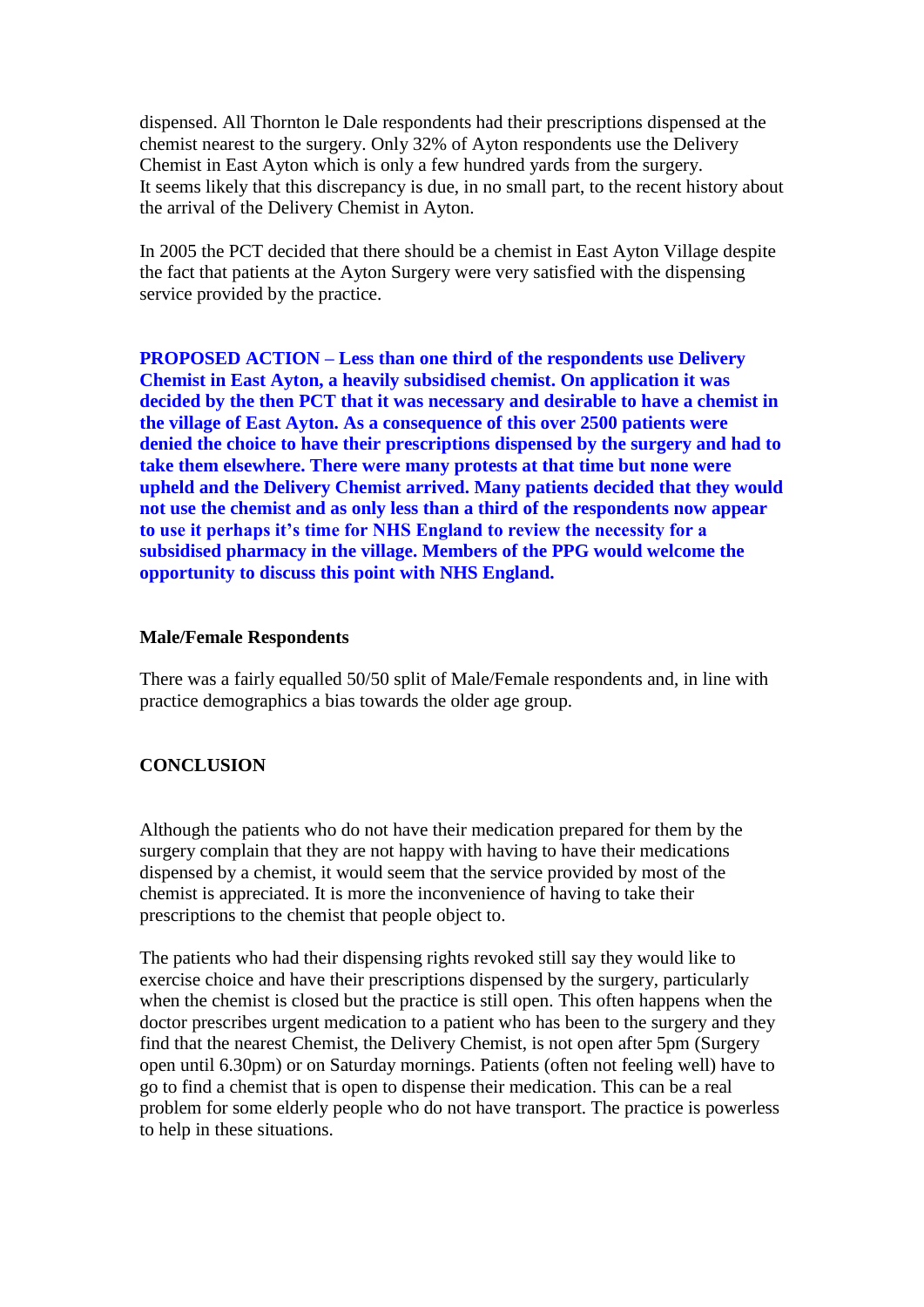dispensed. All Thornton le Dale respondents had their prescriptions dispensed at the chemist nearest to the surgery. Only 32% of Ayton respondents use the Delivery Chemist in East Ayton which is only a few hundred yards from the surgery.
It seems likely that this discrepancy is due, in no small part, to the recent history about the arrival of the Delivery Chemist in Ayton.

In 2005 the PCT decided that there should be a chemist in East Ayton Village despite the fact that patients at the Ayton Surgery were very satisfied with the dispensing service provided by the practice.

**PROPOSED ACTION – Less than one third of the respondents use Delivery Chemist in East Ayton, a heavily subsidised chemist. On application it was decided by the then PCT that it was necessary and desirable to have a chemist in the village of East Ayton. As a consequence of this over 2500 patients were denied the choice to have their prescriptions dispensed by the surgery and had to take them elsewhere. There were many protests at that time but none were upheld and the Delivery Chemist arrived. Many patients decided that they would not use the chemist and as only less than a third of the respondents now appear to use it perhaps it's time for NHS England to review the necessity for a subsidised pharmacy in the village. Members of the PPG would welcome the opportunity to discuss this point with NHS England.**

**Male/Female Respondents**

There was a fairly equalled 50/50 split of Male/Female respondents and, in line with practice demographics a bias towards the older age group.

**CONCLUSION**

Although the patients who do not have their medication prepared for them by the surgery complain that they are not happy with having to have their medications dispensed by a chemist, it would seem that the service provided by most of the chemist is appreciated. It is more the inconvenience of having to take their prescriptions to the chemist that people object to.

The patients who had their dispensing rights revoked still say they would like to exercise choice and have their prescriptions dispensed by the surgery, particularly when the chemist is closed but the practice is still open. This often happens when the doctor prescribes urgent medication to a patient who has been to the surgery and they find that the nearest Chemist, the Delivery Chemist, is not open after 5pm (Surgery open until 6.30pm) or on Saturday mornings. Patients (often not feeling well) have to go to find a chemist that is open to dispense their medication. This can be a real problem for some elderly people who do not have transport. The practice is powerless to help in these situations.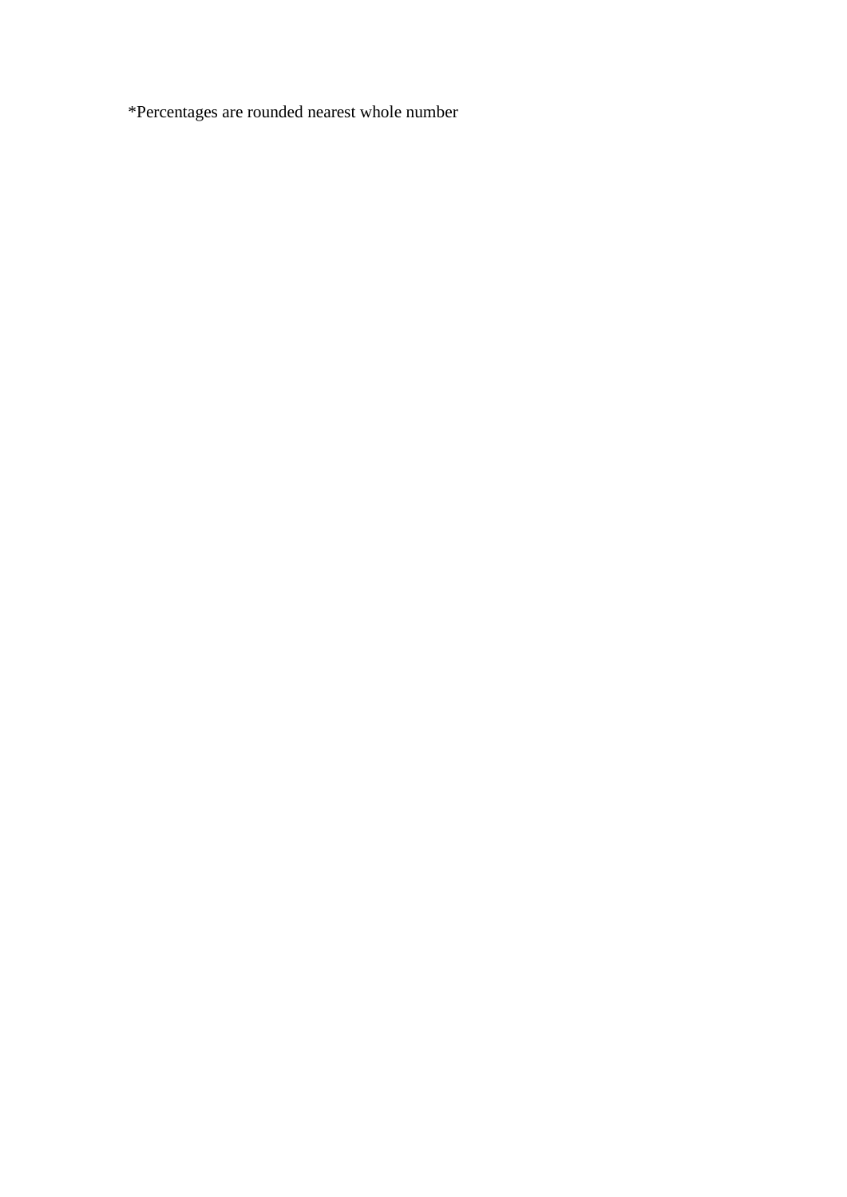*Percentages are rounded nearest whole number